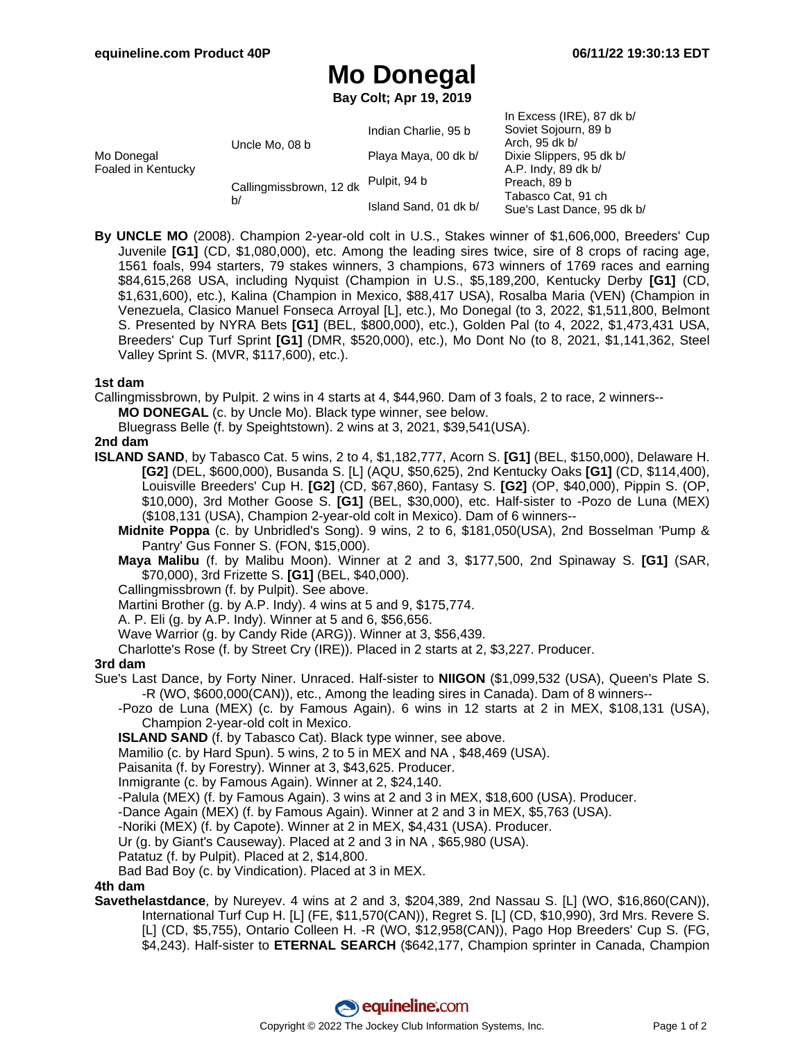# Mo Donegal

**Bay Colt; Apr 19, 2019**

| | | | |
|---|---|---|---|
| Mo Donegal Foaled in Kentucky | Uncle Mo, 08 b | Indian Charlie, 95 b | In Excess (IRE), 87 dk b/ |
| | | | Soviet Sojourn, 89 b |
| | | Playa Maya, 00 dk b/ | Arch, 95 dk b/ |
| | | | Dixie Slippers, 95 dk b/ |
| | Callingmissbrown, 12 dk b/ | Pulpit, 94 b | A.P. Indy, 89 dk b/ |
| | | | Preach, 89 b |
| | | Island Sand, 01 dk b/ | Tabasco Cat, 91 ch |
| | | | Sue's Last Dance, 95 dk b/ |

**By UNCLE MO** (2008). Champion 2-year-old colt in U.S., Stakes winner of $1,606,000, Breeders' Cup Juvenile **[G1]** (CD, $1,080,000), etc. Among the leading sires twice, sire of 8 crops of racing age, 1561 foals, 994 starters, 79 stakes winners, 3 champions, 673 winners of 1769 races and earning $84,615,268 USA, including Nyquist (Champion in U.S., $5,189,200, Kentucky Derby **[G1]** (CD, $1,631,600), etc.), Kalina (Champion in Mexico, $88,417 USA), Rosalba Maria (VEN) (Champion in Venezuela, Clasico Manuel Fonseca Arroyal [L], etc.), Mo Donegal (to 3, 2022, $1,511,800, Belmont S. Presented by NYRA Bets **[G1]** (BEL, $800,000), etc.), Golden Pal (to 4, 2022, $1,473,431 USA, Breeders' Cup Turf Sprint **[G1]** (DMR, $520,000), etc.), Mo Dont No (to 8, 2021, $1,141,362, Steel Valley Sprint S. (MVR, $117,600), etc.).

**1st dam**

Callingmissbrown, by Pulpit. 2 wins in 4 starts at 4, $44,960. Dam of 3 foals, 2 to race, 2 winners--

- **MO DONEGAL** (c. by Uncle Mo). Black type winner, see below.
- Bluegrass Belle (f. by Speightstown). 2 wins at 3, 2021, $39,541(USA).

**2nd dam**

**ISLAND SAND**, by Tabasco Cat. 5 wins, 2 to 4, $1,182,777, Acorn S. **[G1]** (BEL, $150,000), Delaware H. **[G2]** (DEL, $600,000), Busanda S. [L] (AQU, $50,625), 2nd Kentucky Oaks **[G1]** (CD, $114,400), Louisville Breeders' Cup H. **[G2]** (CD, $67,860), Fantasy S. **[G2]** (OP, $40,000), Pippin S. (OP, $10,000), 3rd Mother Goose S. **[G1]** (BEL, $30,000), etc. Half-sister to -Pozo de Luna (MEX) ($108,131 (USA), Champion 2-year-old colt in Mexico). Dam of 6 winners--

- **Midnite Poppa** (c. by Unbridled's Song). 9 wins, 2 to 6, $181,050(USA), 2nd Bosselman 'Pump & Pantry' Gus Fonner S. (FON, $15,000).
- **Maya Malibu** (f. by Malibu Moon). Winner at 2 and 3, $177,500, 2nd Spinaway S. **[G1]** (SAR, $70,000), 3rd Frizette S. **[G1]** (BEL, $40,000).
- Callingmissbrown (f. by Pulpit). See above.
- Martini Brother (g. by A.P. Indy). 4 wins at 5 and 9, $175,774.
- A. P. Eli (g. by A.P. Indy). Winner at 5 and 6, $56,656.
- Wave Warrior (g. by Candy Ride (ARG)). Winner at 3, $56,439.
- Charlotte's Rose (f. by Street Cry (IRE)). Placed in 2 starts at 2, $3,227. Producer.

**3rd dam**

Sue's Last Dance, by Forty Niner. Unraced. Half-sister to **NIIGON** ($1,099,532 (USA), Queen's Plate S. -R (WO, $600,000(CAN)), etc., Among the leading sires in Canada). Dam of 8 winners--

- -Pozo de Luna (MEX) (c. by Famous Again). 6 wins in 12 starts at 2 in MEX, $108,131 (USA), Champion 2-year-old colt in Mexico.
- **ISLAND SAND** (f. by Tabasco Cat). Black type winner, see above.
- Mamilio (c. by Hard Spun). 5 wins, 2 to 5 in MEX and NA , $48,469 (USA).
- Paisanita (f. by Forestry). Winner at 3, $43,625. Producer.
- Inmigrante (c. by Famous Again). Winner at 2, $24,140.
- -Palula (MEX) (f. by Famous Again). 3 wins at 2 and 3 in MEX, $18,600 (USA). Producer.
- -Dance Again (MEX) (f. by Famous Again). Winner at 2 and 3 in MEX, $5,763 (USA).
- -Noriki (MEX) (f. by Capote). Winner at 2 in MEX, $4,431 (USA). Producer.
- Ur (g. by Giant's Causeway). Placed at 2 and 3 in NA , $65,980 (USA).
- Patatuz (f. by Pulpit). Placed at 2, $14,800.
- Bad Bad Boy (c. by Vindication). Placed at 3 in MEX.

**4th dam**

**Savethelastdance**, by Nureyev. 4 wins at 2 and 3, $204,389, 2nd Nassau S. [L] (WO, $16,860(CAN)), International Turf Cup H. [L] (FE, $11,570(CAN)), Regret S. [L] (CD, $10,990), 3rd Mrs. Revere S. [L] (CD, $5,755), Ontario Colleen H. -R (WO, $12,958(CAN)), Pago Hop Breeders' Cup S. (FG, $4,243). Half-sister to **ETERNAL SEARCH** ($642,177, Champion sprinter in Canada, Champion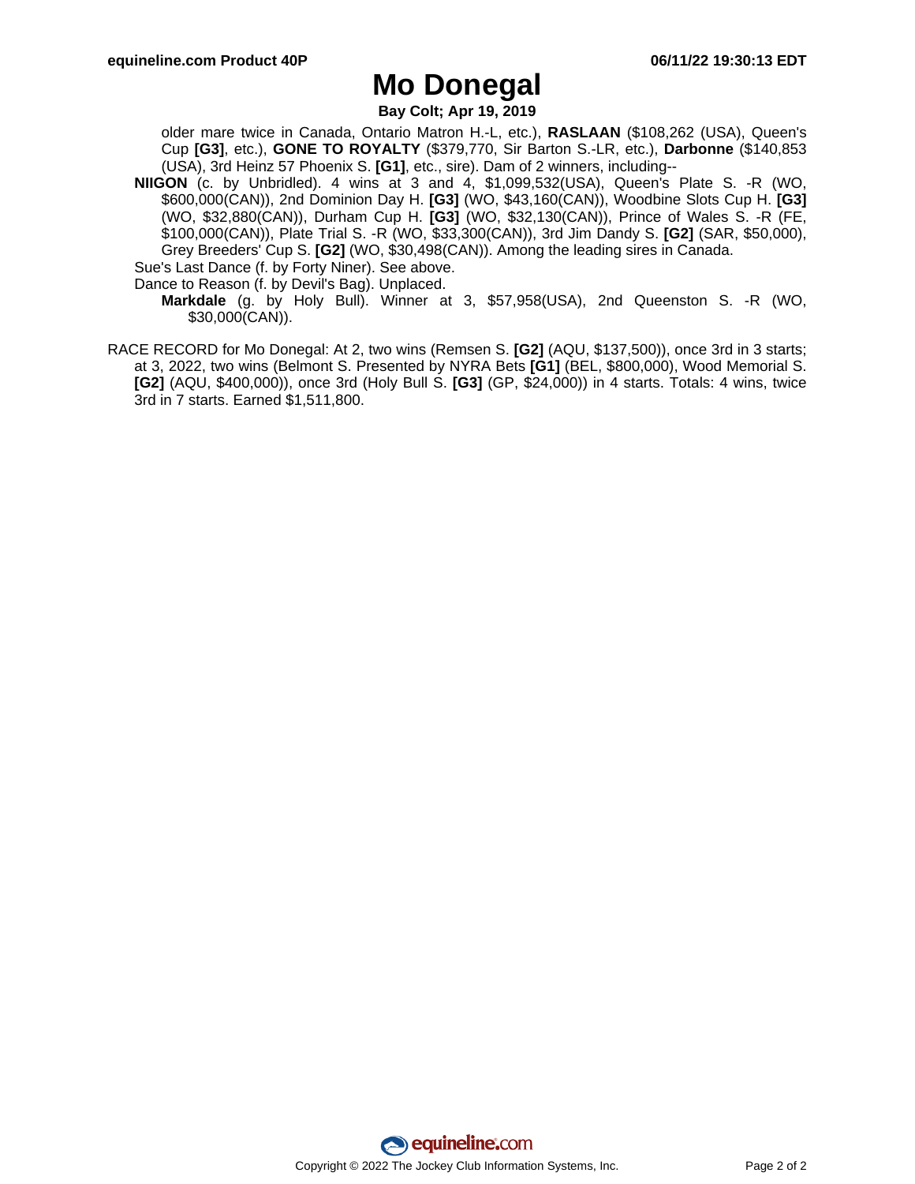# Mo Donegal

**Bay Colt; Apr 19, 2019**

older mare twice in Canada, Ontario Matron H.-L, etc.), **RASLAAN** ($108,262 (USA), Queen's Cup **[G3]**, etc.), **GONE TO ROYALTY** ($379,770, Sir Barton S.-LR, etc.), **Darbonne** ($140,853 (USA), 3rd Heinz 57 Phoenix S. **[G1]**, etc., sire). Dam of 2 winners, including--

**NIIGON** (c. by Unbridled). 4 wins at 3 and 4, $1,099,532(USA), Queen's Plate S. -R (WO, $600,000(CAN)), 2nd Dominion Day H. **[G3]** (WO, $43,160(CAN)), Woodbine Slots Cup H. **[G3]** (WO, $32,880(CAN)), Durham Cup H. **[G3]** (WO, $32,130(CAN)), Prince of Wales S. -R (FE, $100,000(CAN)), Plate Trial S. -R (WO, $33,300(CAN)), 3rd Jim Dandy S. **[G2]** (SAR, $50,000), Grey Breeders' Cup S. **[G2]** (WO, $30,498(CAN)). Among the leading sires in Canada.

Sue's Last Dance (f. by Forty Niner). See above.

Dance to Reason (f. by Devil's Bag). Unplaced.

**Markdale** (g. by Holy Bull). Winner at 3, $57,958(USA), 2nd Queenston S. -R (WO, $30,000(CAN)).

RACE RECORD for Mo Donegal: At 2, two wins (Remsen S. **[G2]** (AQU, $137,500)), once 3rd in 3 starts; at 3, 2022, two wins (Belmont S. Presented by NYRA Bets **[G1]** (BEL, $800,000), Wood Memorial S. **[G2]** (AQU, $400,000)), once 3rd (Holy Bull S. **[G3]** (GP, $24,000)) in 4 starts. Totals: 4 wins, twice 3rd in 7 starts. Earned $1,511,800.